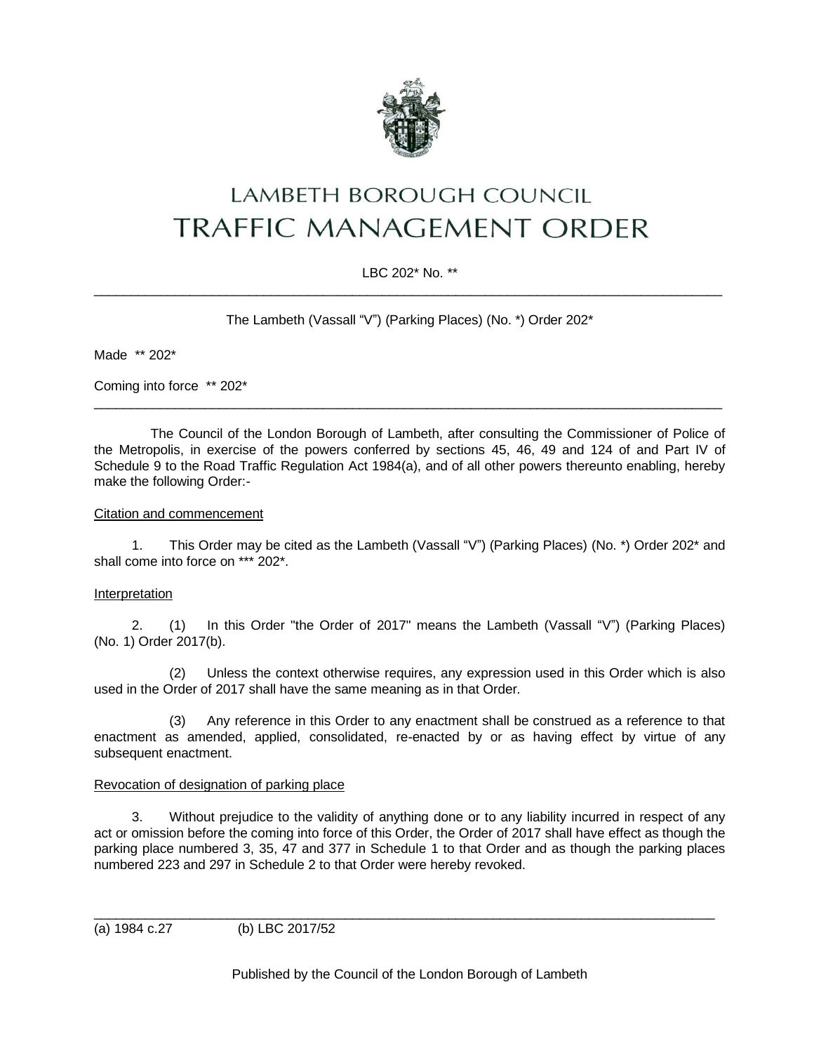# LAMBETH BOROUGH COUNCIL
# TRAFFIC MANAGEMENT ORDER

LBC 202* No. **

---

The Lambeth (Vassall "V") (Parking Places) (No. *) Order 202*

Made ** 202*

Coming into force ** 202*

---

The Council of the London Borough of Lambeth, after consulting the Commissioner of Police of the Metropolis, in exercise of the powers conferred by sections 45, 46, 49 and 124 of and Part IV of Schedule 9 to the Road Traffic Regulation Act 1984(a), and of all other powers thereunto enabling, hereby make the following Order:-

Citation and commencement

1. This Order may be cited as the Lambeth (Vassall "V") (Parking Places) (No. *) Order 202* and shall come into force on *** 202*.

Interpretation

2. (1) In this Order "the Order of 2017" means the Lambeth (Vassall "V") (Parking Places) (No. 1) Order 2017(b).

(2) Unless the context otherwise requires, any expression used in this Order which is also used in the Order of 2017 shall have the same meaning as in that Order.

(3) Any reference in this Order to any enactment shall be construed as a reference to that enactment as amended, applied, consolidated, re-enacted by or as having effect by virtue of any subsequent enactment.

Revocation of designation of parking place

3. Without prejudice to the validity of anything done or to any liability incurred in respect of any act or omission before the coming into force of this Order, the Order of 2017 shall have effect as though the parking place numbered 3, 35, 47 and 377 in Schedule 1 to that Order and as though the parking places numbered 223 and 297 in Schedule 2 to that Order were hereby revoked.

---

(a) 1984 c.27 (b) LBC 2017/52

Published by the Council of the London Borough of Lambeth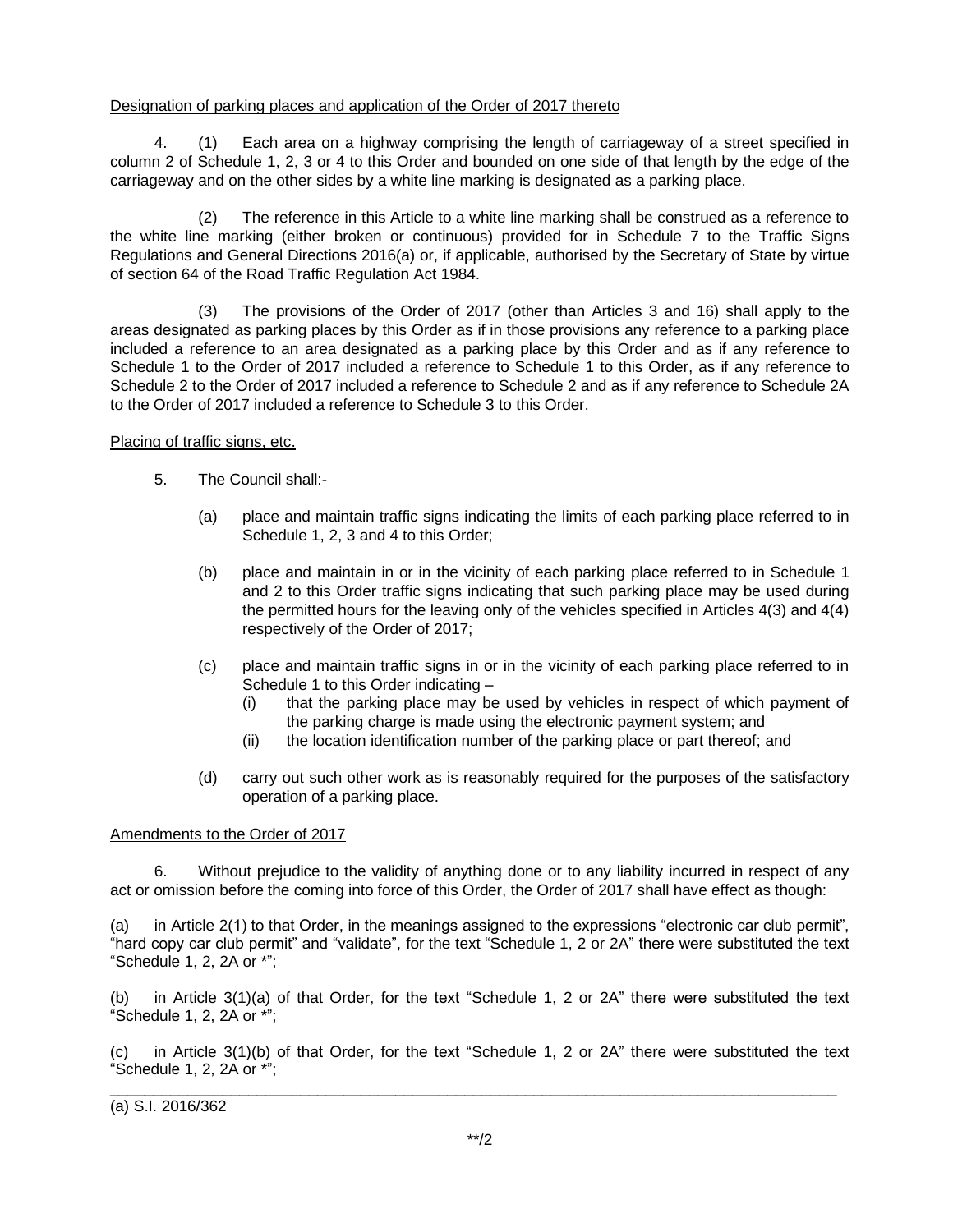Designation of parking places and application of the Order of 2017 thereto

4. (1) Each area on a highway comprising the length of carriageway of a street specified in column 2 of Schedule 1, 2, 3 or 4 to this Order and bounded on one side of that length by the edge of the carriageway and on the other sides by a white line marking is designated as a parking place.

(2) The reference in this Article to a white line marking shall be construed as a reference to the white line marking (either broken or continuous) provided for in Schedule 7 to the Traffic Signs Regulations and General Directions 2016(a) or, if applicable, authorised by the Secretary of State by virtue of section 64 of the Road Traffic Regulation Act 1984.

(3) The provisions of the Order of 2017 (other than Articles 3 and 16) shall apply to the areas designated as parking places by this Order as if in those provisions any reference to a parking place included a reference to an area designated as a parking place by this Order and as if any reference to Schedule 1 to the Order of 2017 included a reference to Schedule 1 to this Order, as if any reference to Schedule 2 to the Order of 2017 included a reference to Schedule 2 and as if any reference to Schedule 2A to the Order of 2017 included a reference to Schedule 3 to this Order.

Placing of traffic signs, etc.

5. The Council shall:-

(a) place and maintain traffic signs indicating the limits of each parking place referred to in Schedule 1, 2, 3 and 4 to this Order;

(b) place and maintain in or in the vicinity of each parking place referred to in Schedule 1 and 2 to this Order traffic signs indicating that such parking place may be used during the permitted hours for the leaving only of the vehicles specified in Articles 4(3) and 4(4) respectively of the Order of 2017;

(c) place and maintain traffic signs in or in the vicinity of each parking place referred to in Schedule 1 to this Order indicating –
  (i) that the parking place may be used by vehicles in respect of which payment of the parking charge is made using the electronic payment system; and
  (ii) the location identification number of the parking place or part thereof; and

(d) carry out such other work as is reasonably required for the purposes of the satisfactory operation of a parking place.

Amendments to the Order of 2017

6. Without prejudice to the validity of anything done or to any liability incurred in respect of any act or omission before the coming into force of this Order, the Order of 2017 shall have effect as though:

(a) in Article 2(1) to that Order, in the meanings assigned to the expressions "electronic car club permit", "hard copy car club permit" and "validate", for the text "Schedule 1, 2 or 2A" there were substituted the text "Schedule 1, 2, 2A or *";

(b) in Article 3(1)(a) of that Order, for the text "Schedule 1, 2 or 2A" there were substituted the text "Schedule 1, 2, 2A or *";

(c) in Article 3(1)(b) of that Order, for the text "Schedule 1, 2 or 2A" there were substituted the text "Schedule 1, 2, 2A or *";

---

(a) S.I. 2016/362

**/2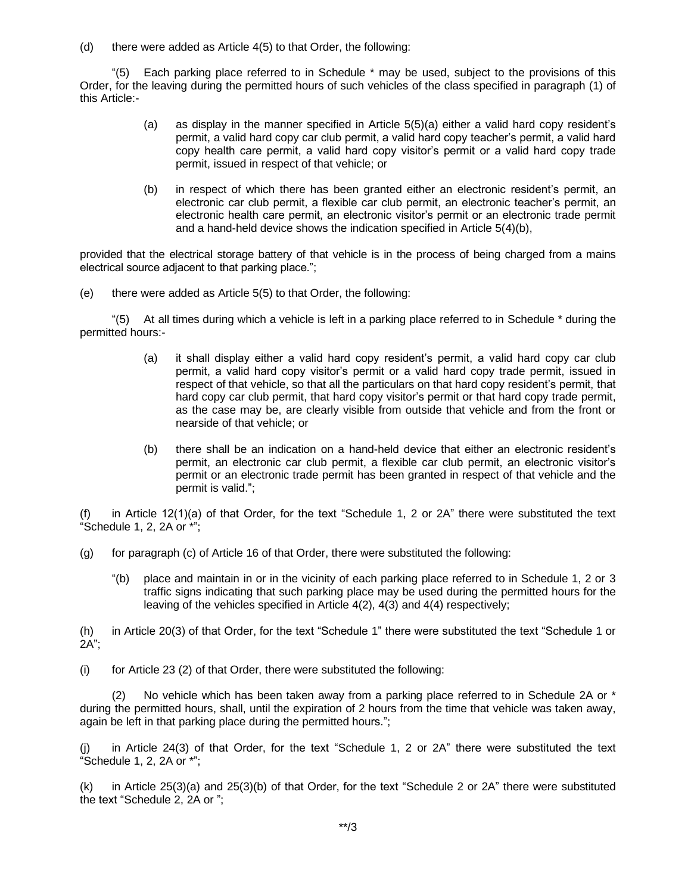(d) there were added as Article 4(5) to that Order, the following:

"(5) Each parking place referred to in Schedule * may be used, subject to the provisions of this Order, for the leaving during the permitted hours of such vehicles of the class specified in paragraph (1) of this Article:-

> (a) as display in the manner specified in Article 5(5)(a) either a valid hard copy resident's permit, a valid hard copy car club permit, a valid hard copy teacher's permit, a valid hard copy health care permit, a valid hard copy visitor's permit or a valid hard copy trade permit, issued in respect of that vehicle; or
>
> (b) in respect of which there has been granted either an electronic resident's permit, an electronic car club permit, a flexible car club permit, an electronic teacher's permit, an electronic health care permit, an electronic visitor's permit or an electronic trade permit and a hand-held device shows the indication specified in Article 5(4)(b),

provided that the electrical storage battery of that vehicle is in the process of being charged from a mains electrical source adjacent to that parking place.";

(e) there were added as Article 5(5) to that Order, the following:

"(5) At all times during which a vehicle is left in a parking place referred to in Schedule * during the permitted hours:-

> (a) it shall display either a valid hard copy resident's permit, a valid hard copy car club permit, a valid hard copy visitor's permit or a valid hard copy trade permit, issued in respect of that vehicle, so that all the particulars on that hard copy resident's permit, that hard copy car club permit, that hard copy visitor's permit or that hard copy trade permit, as the case may be, are clearly visible from outside that vehicle and from the front or nearside of that vehicle; or
>
> (b) there shall be an indication on a hand-held device that either an electronic resident's permit, an electronic car club permit, a flexible car club permit, an electronic visitor's permit or an electronic trade permit has been granted in respect of that vehicle and the permit is valid.";

(f) in Article 12(1)(a) of that Order, for the text "Schedule 1, 2 or 2A" there were substituted the text "Schedule 1, 2, 2A or *";

(g) for paragraph (c) of Article 16 of that Order, there were substituted the following:

> "(b) place and maintain in or in the vicinity of each parking place referred to in Schedule 1, 2 or 3 traffic signs indicating that such parking place may be used during the permitted hours for the leaving of the vehicles specified in Article 4(2), 4(3) and 4(4) respectively;

(h) in Article 20(3) of that Order, for the text "Schedule 1" there were substituted the text "Schedule 1 or 2A";

(i) for Article 23 (2) of that Order, there were substituted the following:

(2) No vehicle which has been taken away from a parking place referred to in Schedule 2A or * during the permitted hours, shall, until the expiration of 2 hours from the time that vehicle was taken away, again be left in that parking place during the permitted hours.";

(j) in Article 24(3) of that Order, for the text "Schedule 1, 2 or 2A" there were substituted the text "Schedule 1, 2, 2A or *";

(k) in Article 25(3)(a) and 25(3)(b) of that Order, for the text "Schedule 2 or 2A" there were substituted the text "Schedule 2, 2A or ";

**/3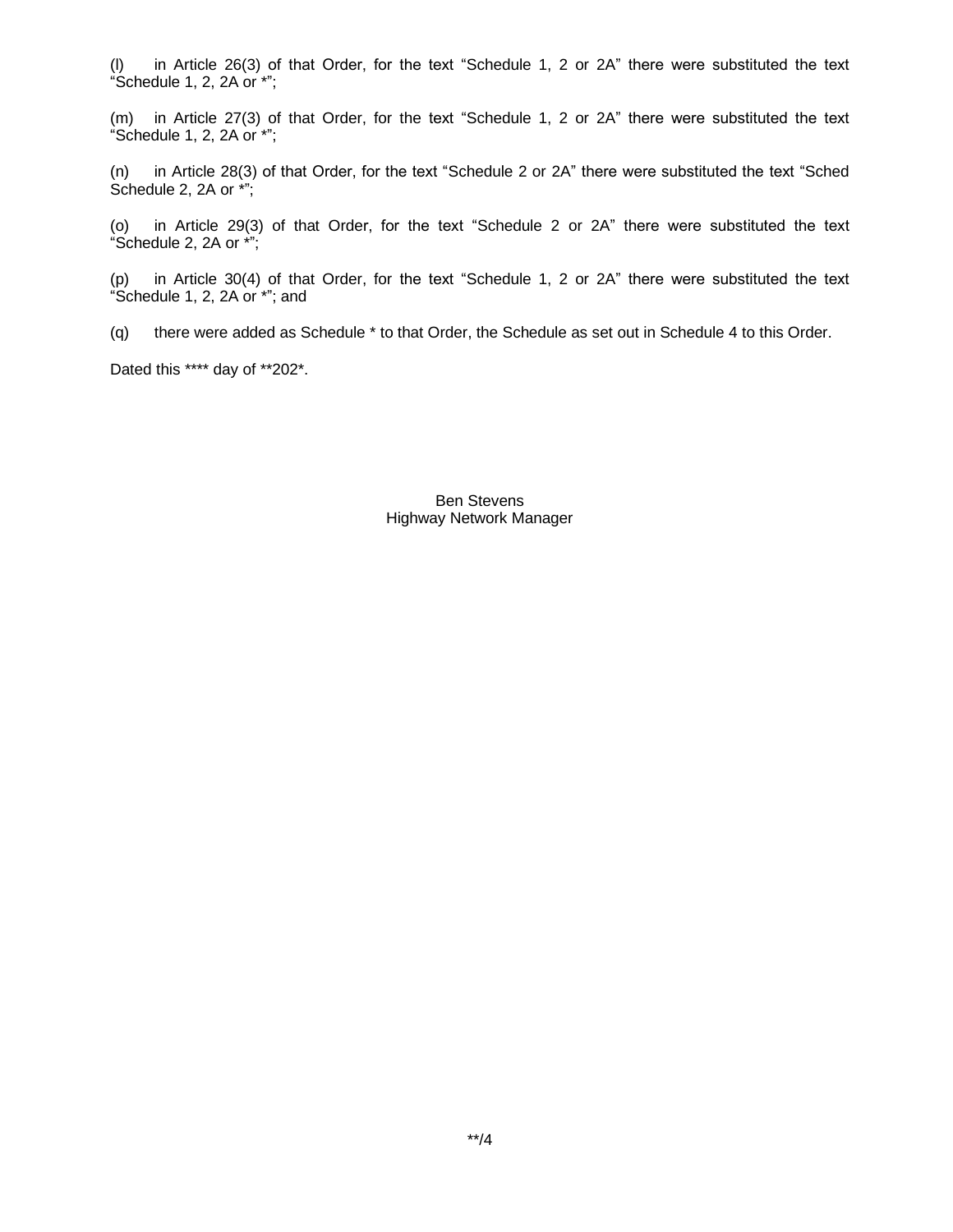(l) in Article 26(3) of that Order, for the text "Schedule 1, 2 or 2A" there were substituted the text "Schedule 1, 2, 2A or *";

(m) in Article 27(3) of that Order, for the text "Schedule 1, 2 or 2A" there were substituted the text "Schedule 1, 2, 2A or *";

(n) in Article 28(3) of that Order, for the text "Schedule 2 or 2A" there were substituted the text "Sched Schedule 2, 2A or *";

(o) in Article 29(3) of that Order, for the text "Schedule 2 or 2A" there were substituted the text "Schedule 2, 2A or *";

(p) in Article 30(4) of that Order, for the text "Schedule 1, 2 or 2A" there were substituted the text "Schedule 1, 2, 2A or *"; and

(q) there were added as Schedule * to that Order, the Schedule as set out in Schedule 4 to this Order.

Dated this **** day of **202*.

Ben Stevens
Highway Network Manager

**/4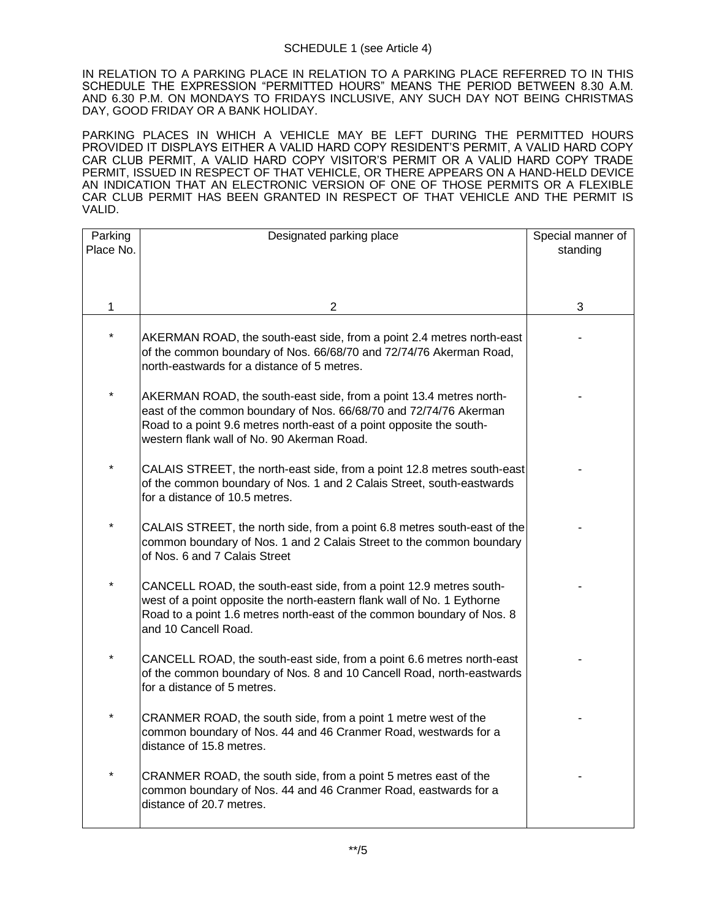SCHEDULE 1 (see Article 4)

IN RELATION TO A PARKING PLACE IN RELATION TO A PARKING PLACE REFERRED TO IN THIS SCHEDULE THE EXPRESSION "PERMITTED HOURS" MEANS THE PERIOD BETWEEN 8.30 A.M. AND 6.30 P.M. ON MONDAYS TO FRIDAYS INCLUSIVE, ANY SUCH DAY NOT BEING CHRISTMAS DAY, GOOD FRIDAY OR A BANK HOLIDAY.

PARKING PLACES IN WHICH A VEHICLE MAY BE LEFT DURING THE PERMITTED HOURS PROVIDED IT DISPLAYS EITHER A VALID HARD COPY RESIDENT'S PERMIT, A VALID HARD COPY CAR CLUB PERMIT, A VALID HARD COPY VISITOR'S PERMIT OR A VALID HARD COPY TRADE PERMIT, ISSUED IN RESPECT OF THAT VEHICLE, OR THERE APPEARS ON A HAND-HELD DEVICE AN INDICATION THAT AN ELECTRONIC VERSION OF ONE OF THOSE PERMITS OR A FLEXIBLE CAR CLUB PERMIT HAS BEEN GRANTED IN RESPECT OF THAT VEHICLE AND THE PERMIT IS VALID.

| Parking Place No. | Designated parking place | Special manner of standing |
|---|---|---|
| 1 | 2 | 3 |
| * | AKERMAN ROAD, the south-east side, from a point 2.4 metres north-east of the common boundary of Nos. 66/68/70 and 72/74/76 Akerman Road, north-eastwards for a distance of 5 metres. | - |
| * | AKERMAN ROAD, the south-east side, from a point 13.4 metres north-east of the common boundary of Nos. 66/68/70 and 72/74/76 Akerman Road to a point 9.6 metres north-east of a point opposite the south-western flank wall of No. 90 Akerman Road. | - |
| * | CALAIS STREET, the north-east side, from a point 12.8 metres south-east of the common boundary of Nos. 1 and 2 Calais Street, south-eastwards for a distance of 10.5 metres. | - |
| * | CALAIS STREET, the north side, from a point 6.8 metres south-east of the common boundary of Nos. 1 and 2 Calais Street to the common boundary of Nos. 6 and 7 Calais Street | - |
| * | CANCELL ROAD, the south-east side, from a point 12.9 metres south-west of a point opposite the north-eastern flank wall of No. 1 Eythorne Road to a point 1.6 metres north-east of the common boundary of Nos. 8 and 10 Cancell Road. | - |
| * | CANCELL ROAD, the south-east side, from a point 6.6 metres north-east of the common boundary of Nos. 8 and 10 Cancell Road, north-eastwards for a distance of 5 metres. | - |
| * | CRANMER ROAD, the south side, from a point 1 metre west of the common boundary of Nos. 44 and 46 Cranmer Road, westwards for a distance of 15.8 metres. | - |
| * | CRANMER ROAD, the south side, from a point 5 metres east of the common boundary of Nos. 44 and 46 Cranmer Road, eastwards for a distance of 20.7 metres. | - |

**/5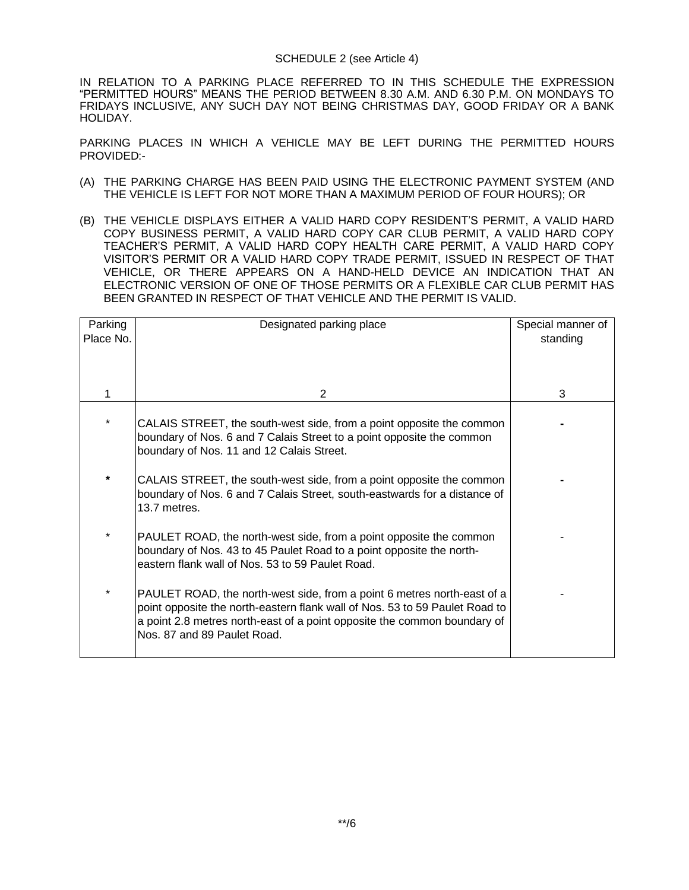SCHEDULE 2 (see Article 4)

IN RELATION TO A PARKING PLACE REFERRED TO IN THIS SCHEDULE THE EXPRESSION "PERMITTED HOURS" MEANS THE PERIOD BETWEEN 8.30 A.M. AND 6.30 P.M. ON MONDAYS TO FRIDAYS INCLUSIVE, ANY SUCH DAY NOT BEING CHRISTMAS DAY, GOOD FRIDAY OR A BANK HOLIDAY.

PARKING PLACES IN WHICH A VEHICLE MAY BE LEFT DURING THE PERMITTED HOURS PROVIDED:-

(A) THE PARKING CHARGE HAS BEEN PAID USING THE ELECTRONIC PAYMENT SYSTEM (AND THE VEHICLE IS LEFT FOR NOT MORE THAN A MAXIMUM PERIOD OF FOUR HOURS); OR

(B) THE VEHICLE DISPLAYS EITHER A VALID HARD COPY RESIDENT'S PERMIT, A VALID HARD COPY BUSINESS PERMIT, A VALID HARD COPY CAR CLUB PERMIT, A VALID HARD COPY TEACHER'S PERMIT, A VALID HARD COPY HEALTH CARE PERMIT, A VALID HARD COPY VISITOR'S PERMIT OR A VALID HARD COPY TRADE PERMIT, ISSUED IN RESPECT OF THAT VEHICLE, OR THERE APPEARS ON A HAND-HELD DEVICE AN INDICATION THAT AN ELECTRONIC VERSION OF ONE OF THOSE PERMITS OR A FLEXIBLE CAR CLUB PERMIT HAS BEEN GRANTED IN RESPECT OF THAT VEHICLE AND THE PERMIT IS VALID.

| Parking Place No. | Designated parking place | Special manner of standing |
|---|---|---|
| 1 | 2 | 3 |
| * | CALAIS STREET, the south-west side, from a point opposite the common boundary of Nos. 6 and 7 Calais Street to a point opposite the common boundary of Nos. 11 and 12 Calais Street. | - |
| * | CALAIS STREET, the south-west side, from a point opposite the common boundary of Nos. 6 and 7 Calais Street, south-eastwards for a distance of 13.7 metres. | - |
| * | PAULET ROAD, the north-west side, from a point opposite the common boundary of Nos. 43 to 45 Paulet Road to a point opposite the north-eastern flank wall of Nos. 53 to 59 Paulet Road. | - |
| * | PAULET ROAD, the north-west side, from a point 6 metres north-east of a point opposite the north-eastern flank wall of Nos. 53 to 59 Paulet Road to a point 2.8 metres north-east of a point opposite the common boundary of Nos. 87 and 89 Paulet Road. | - |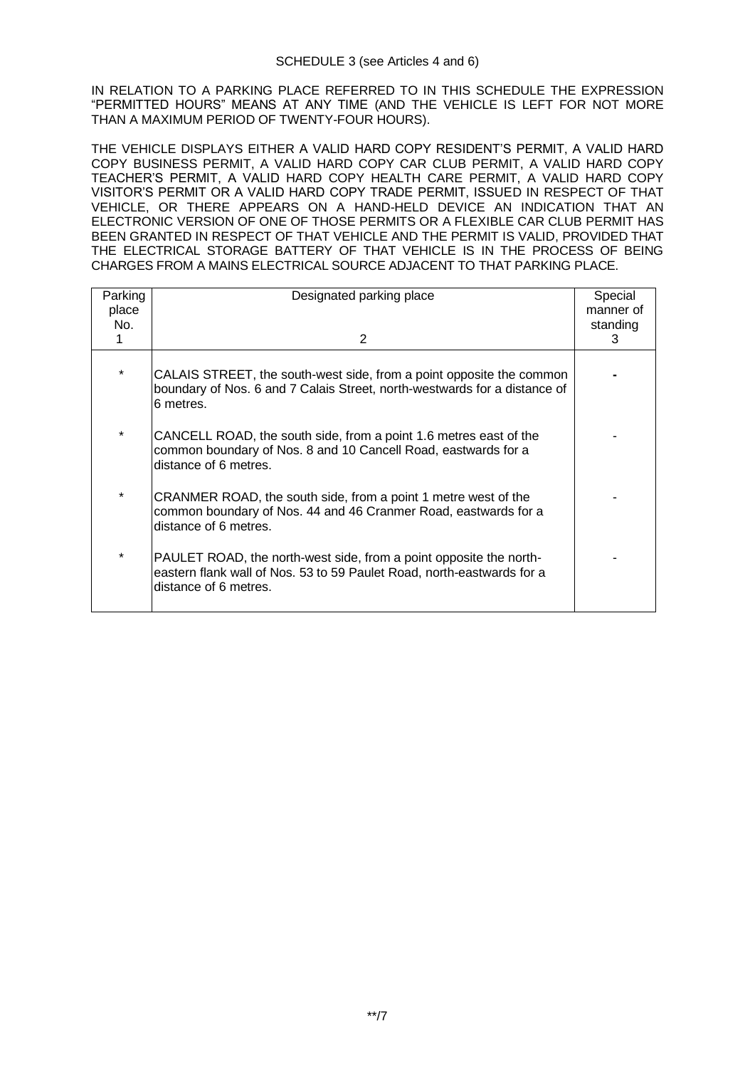SCHEDULE 3 (see Articles 4 and 6)

IN RELATION TO A PARKING PLACE REFERRED TO IN THIS SCHEDULE THE EXPRESSION "PERMITTED HOURS" MEANS AT ANY TIME (AND THE VEHICLE IS LEFT FOR NOT MORE THAN A MAXIMUM PERIOD OF TWENTY-FOUR HOURS).

THE VEHICLE DISPLAYS EITHER A VALID HARD COPY RESIDENT'S PERMIT, A VALID HARD COPY BUSINESS PERMIT, A VALID HARD COPY CAR CLUB PERMIT, A VALID HARD COPY TEACHER'S PERMIT, A VALID HARD COPY HEALTH CARE PERMIT, A VALID HARD COPY VISITOR'S PERMIT OR A VALID HARD COPY TRADE PERMIT, ISSUED IN RESPECT OF THAT VEHICLE, OR THERE APPEARS ON A HAND-HELD DEVICE AN INDICATION THAT AN ELECTRONIC VERSION OF ONE OF THOSE PERMITS OR A FLEXIBLE CAR CLUB PERMIT HAS BEEN GRANTED IN RESPECT OF THAT VEHICLE AND THE PERMIT IS VALID, PROVIDED THAT THE ELECTRICAL STORAGE BATTERY OF THAT VEHICLE IS IN THE PROCESS OF BEING CHARGES FROM A MAINS ELECTRICAL SOURCE ADJACENT TO THAT PARKING PLACE.

| Parking place No. 1 | Designated parking place 2 | Special manner of standing 3 |
|---|---|---|
| * | CALAIS STREET, the south-west side, from a point opposite the common boundary of Nos. 6 and 7 Calais Street, north-westwards for a distance of 6 metres. | - |
| * | CANCELL ROAD, the south side, from a point 1.6 metres east of the common boundary of Nos. 8 and 10 Cancell Road, eastwards for a distance of 6 metres. | - |
| * | CRANMER ROAD, the south side, from a point 1 metre west of the common boundary of Nos. 44 and 46 Cranmer Road, eastwards for a distance of 6 metres. | - |
| * | PAULET ROAD, the north-west side, from a point opposite the north-eastern flank wall of Nos. 53 to 59 Paulet Road, north-eastwards for a distance of 6 metres. | - |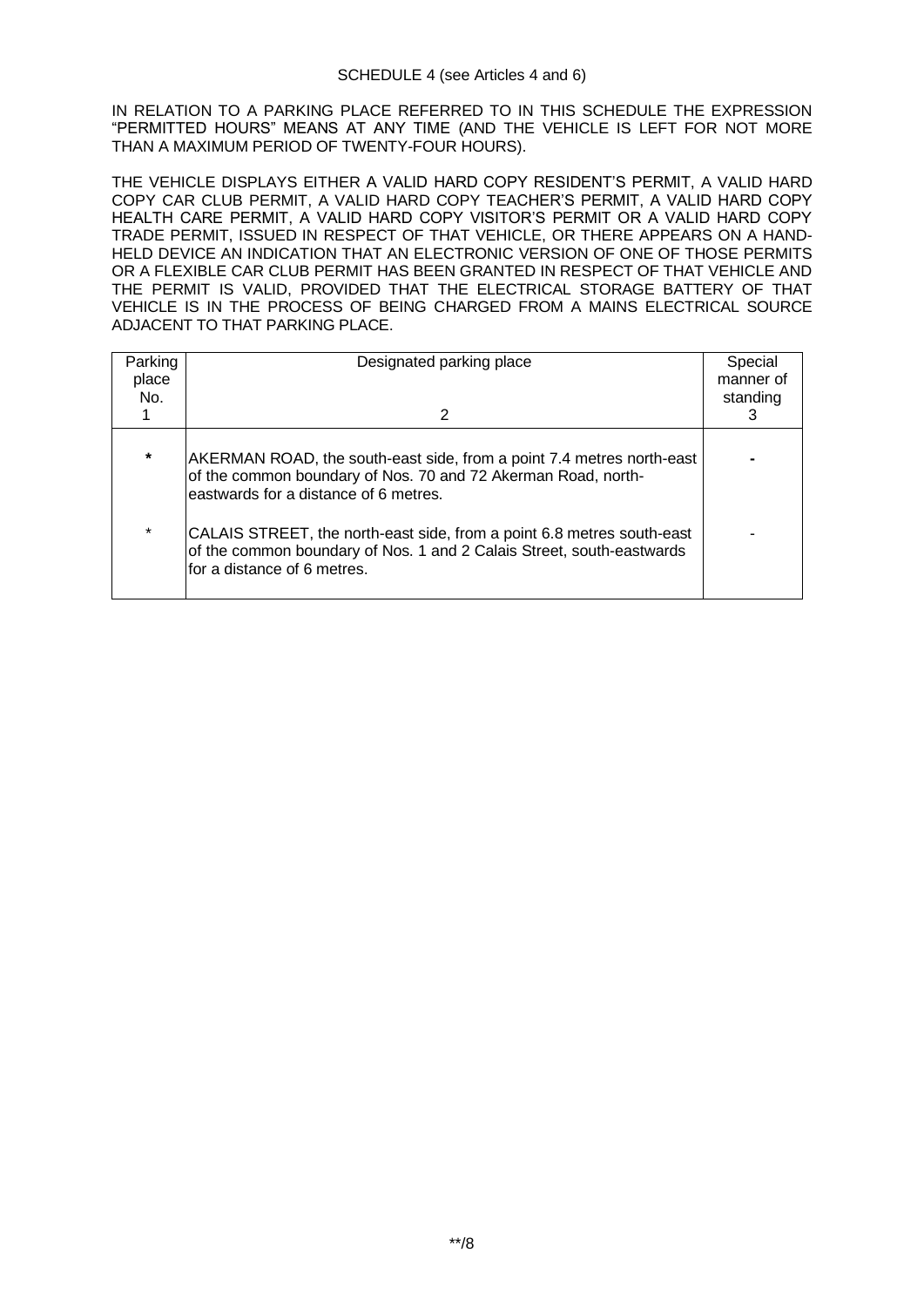SCHEDULE 4 (see Articles 4 and 6)

IN RELATION TO A PARKING PLACE REFERRED TO IN THIS SCHEDULE THE EXPRESSION "PERMITTED HOURS" MEANS AT ANY TIME (AND THE VEHICLE IS LEFT FOR NOT MORE THAN A MAXIMUM PERIOD OF TWENTY-FOUR HOURS).

THE VEHICLE DISPLAYS EITHER A VALID HARD COPY RESIDENT'S PERMIT, A VALID HARD COPY CAR CLUB PERMIT, A VALID HARD COPY TEACHER'S PERMIT, A VALID HARD COPY HEALTH CARE PERMIT, A VALID HARD COPY VISITOR'S PERMIT OR A VALID HARD COPY TRADE PERMIT, ISSUED IN RESPECT OF THAT VEHICLE, OR THERE APPEARS ON A HAND-HELD DEVICE AN INDICATION THAT AN ELECTRONIC VERSION OF ONE OF THOSE PERMITS OR A FLEXIBLE CAR CLUB PERMIT HAS BEEN GRANTED IN RESPECT OF THAT VEHICLE AND THE PERMIT IS VALID, PROVIDED THAT THE ELECTRICAL STORAGE BATTERY OF THAT VEHICLE IS IN THE PROCESS OF BEING CHARGED FROM A MAINS ELECTRICAL SOURCE ADJACENT TO THAT PARKING PLACE.

| Parking place No. 1 | Designated parking place 2 | Special manner of standing 3 |
|---|---|---|
| * | AKERMAN ROAD, the south-east side, from a point 7.4 metres north-east of the common boundary of Nos. 70 and 72 Akerman Road, north-eastwards for a distance of 6 metres. | - |
| * | CALAIS STREET, the north-east side, from a point 6.8 metres south-east of the common boundary of Nos. 1 and 2 Calais Street, south-eastwards for a distance of 6 metres. | - |